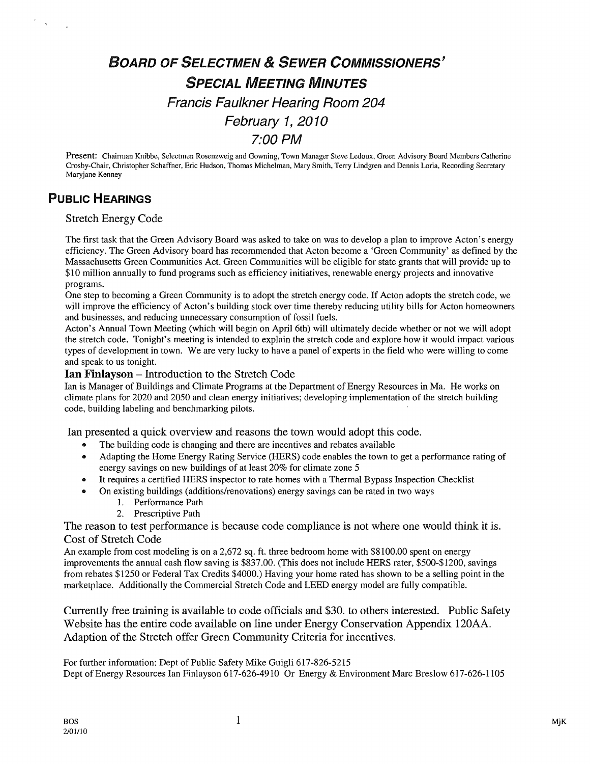# BOARD OF SELECTMEN & SEWER COMMISSIONERS' SPECIAL MEETING MINUTES

## *Francis Faulkner Hearing Room 204*

## *February 1, 2010*

## *7:00 PM*

Present: Chairman Knibbe, Selectmen Rosenzweig and Gowning, Town Manager Steve Ledoux, Green Advisory Board Members Catherine Crosby-Chair, Christopher Schaffner, Eric Hudson, Thomas Michelman, Mary Smith, Terry Lindgren and Dennis Loria, Recording Secretary Maryjane Kenney

## PUBLIC HEARINGS

Stretch Energy Code

The first task that the Green Advisory Board was asked to take on was to develop a plan to improve Acton's energy efficiency. The Green Advisory board has recommended that Acton become a 'Green Community' as defined by the Massachusetts Green Communities Act. Green Communities will be eligible for state grants that will provide up to $10 million annually to fund programs such as efficiency initiatives, renewable energy projects and innovative programs.

One step to becoming a Green Community is to adopt the stretch energy code. If Acton adopts the stretch code, we will improve the efficiency of Acton's building stock over time thereby reducing utility bills for Acton homeowners and businesses, and reducing unnecessary consumption of fossil fuels.

Acton's Annual Town Meeting (which will begin on April 6th) will ultimately decide whether or not we will adopt the stretch code. Tonight's meeting is intended to explain the stretch code and explore how it would impact various types of development in town. We are very lucky to have a panel of experts in the field who were willing to come and speak to us tonight.

**Ian Finlayson** – Introduction to the Stretch Code

Ian is Manager of Buildings and Climate Programs at the Department of Energy Resources in Ma. He works on climate plans for 2020 and 2050 and clean energy initiatives; developing implementation of the stretch building code, building labeling and benchmarking pilots.

Ian presented a quick overview and reasons the town would adopt this code.

- The building code is changing and there are incentives and rebates available
- Adapting the Home Energy Rating Service (HERS) code enables the town to get a performance rating of energy savings on new buildings of at least 20% for climate zone 5
- It requires a certified HERS inspector to rate homes with a Thermal Bypass Inspection Checklist
- On existing buildings (additions/renovations) energy savings can be rated in two ways
  1. Performance Path
  2. Prescriptive Path

The reason to test performance is because code compliance is not where one would think it is.

Cost of Stretch Code

An example from cost modeling is on a 2,672 sq. ft. three bedroom home with $8100.00 spent on energy improvements the annual cash flow saving is $837.00. (This does not include HERS rater, $500-$1200, savings from rebates $1250 or Federal Tax Credits $4000.) Having your home rated has shown to be a selling point in the marketplace. Additionally the Commercial Stretch Code and LEED energy model are fully compatible.

Currently free training is available to code officials and $30. to others interested. Public Safety Website has the entire code available on line under Energy Conservation Appendix 120AA. Adaption of the Stretch offer Green Community Criteria for incentives.

For further information: Dept of Public Safety Mike Guigli 617-826-5215
Dept of Energy Resources Ian Finlayson 617-626-4910 Or Energy & Environment Marc Breslow 617-626-1105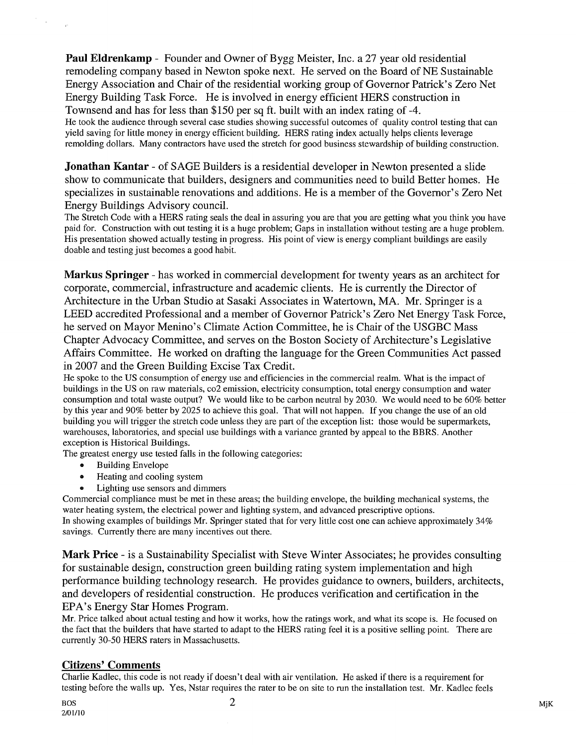**Paul Eldrenkamp** - Founder and Owner of Bygg Meister, Inc. a 27 year old residential remodeling company based in Newton spoke next. He served on the Board of NE Sustainable Energy Association and Chair of the residential working group of Governor Patrick's Zero Net Energy Building Task Force. He is involved in energy efficient HERS construction in Townsend and has for less than $150 per sq ft. built with an index rating of -4.

He took the audience through several case studies showing successful outcomes of quality control testing that can yield saving for little money in energy efficient building. HERS rating index actually helps clients leverage remolding dollars. Many contractors have used the stretch for good business stewardship of building construction.

**Jonathan Kantar** - of SAGE Builders is a residential developer in Newton presented a slide show to communicate that builders, designers and communities need to build Better homes. He specializes in sustainable renovations and additions. He is a member of the Governor's Zero Net Energy Buildings Advisory council.

The Stretch Code with a HERS rating seals the deal in assuring you are that you are getting what you think you have paid for. Construction with out testing it is a huge problem; Gaps in installation without testing are a huge problem. His presentation showed actually testing in progress. His point of view is energy compliant buildings are easily doable and testing just becomes a good habit.

**Markus Springer** - has worked in commercial development for twenty years as an architect for corporate, commercial, infrastructure and academic clients. He is currently the Director of Architecture in the Urban Studio at Sasaki Associates in Watertown, MA. Mr. Springer is a LEED accredited Professional and a member of Governor Patrick's Zero Net Energy Task Force, he served on Mayor Menino's Climate Action Committee, he is Chair of the USGBC Mass Chapter Advocacy Committee, and serves on the Boston Society of Architecture's Legislative Affairs Committee. He worked on drafting the language for the Green Communities Act passed in 2007 and the Green Building Excise Tax Credit.

He spoke to the US consumption of energy use and efficiencies in the commercial realm. What is the impact of buildings in the US on raw materials, co2 emission, electricity consumption, total energy consumption and water consumption and total waste output? We would like to be carbon neutral by 2030. We would need to be 60% better by this year and 90% better by 2025 to achieve this goal. That will not happen. If you change the use of an old building you will trigger the stretch code unless they are part of the exception list: those would be supermarkets, warehouses, laboratories, and special use buildings with a variance granted by appeal to the BBRS. Another exception is Historical Buildings.

The greatest energy use tested falls in the following categories:

- Building Envelope
- Heating and cooling system
- Lighting use sensors and dimmers

Commercial compliance must be met in these areas; the building envelope, the building mechanical systems, the water heating system, the electrical power and lighting system, and advanced prescriptive options.

In showing examples of buildings Mr. Springer stated that for very little cost one can achieve approximately 34% savings. Currently there are many incentives out there.

**Mark Price** - is a Sustainability Specialist with Steve Winter Associates; he provides consulting for sustainable design, construction green building rating system implementation and high performance building technology research. He provides guidance to owners, builders, architects, and developers of residential construction. He produces verification and certification in the EPA's Energy Star Homes Program.

Mr. Price talked about actual testing and how it works, how the ratings work, and what its scope is. He focused on the fact that the builders that have started to adapt to the HERS rating feel it is a positive selling point. There are currently 30-50 HERS raters in Massachusetts.

## Citizens' Comments

Charlie Kadlec, this code is not ready if doesn't deal with air ventilation. He asked if there is a requirement for testing before the walls up. Yes, Nstar requires the rater to be on site to run the installation test. Mr. Kadlec feels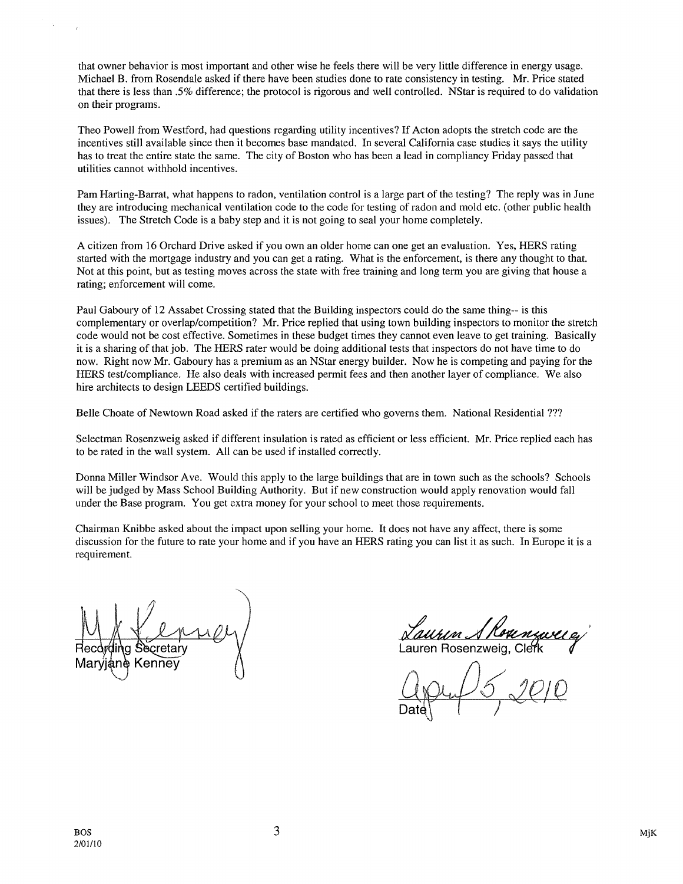that owner behavior is most important and other wise he feels there will be very little difference in energy usage. Michael B. from Rosendale asked if there have been studies done to rate consistency in testing. Mr. Price stated that there is less than .5% difference; the protocol is rigorous and well controlled. NStar is required to do validation on their programs.

Theo Powell from Westford, had questions regarding utility incentives? If Acton adopts the stretch code are the incentives still available since then it becomes base mandated. In several California case studies it says the utility has to treat the entire state the same. The city of Boston who has been a lead in compliancy Friday passed that utilities cannot withhold incentives.

Pam Harting-Barrat, what happens to radon, ventilation control is a large part of the testing? The reply was in June they are introducing mechanical ventilation code to the code for testing of radon and mold etc. (other public health issues). The Stretch Code is a baby step and it is not going to seal your home completely.

A citizen from 16 Orchard Drive asked if you own an older home can one get an evaluation. Yes, HERS rating started with the mortgage industry and you can get a rating. What is the enforcement, is there any thought to that. Not at this point, but as testing moves across the state with free training and long term you are giving that house a rating; enforcement will come.

Paul Gaboury of 12 Assabet Crossing stated that the Building inspectors could do the same thing-- is this complementary or overlap/competition? Mr. Price replied that using town building inspectors to monitor the stretch code would not be cost effective. Sometimes in these budget times they cannot even leave to get training. Basically it is a sharing of that job. The HERS rater would be doing additional tests that inspectors do not have time to do now. Right now Mr. Gaboury has a premium as an NStar energy builder. Now he is competing and paying for the HERS test/compliance. He also deals with increased permit fees and then another layer of compliance. We also hire architects to design LEEDS certified buildings.

Belle Choate of Newtown Road asked if the raters are certified who governs them. National Residential ???

Selectman Rosenzweig asked if different insulation is rated as efficient or less efficient. Mr. Price replied each has to be rated in the wall system. All can be used if installed correctly.

Donna Miller Windsor Ave. Would this apply to the large buildings that are in town such as the schools? Schools will be judged by Mass School Building Authority. But if new construction would apply renovation would fall under the Base program. You get extra money for your school to meet those requirements.

Chairman Knibbe asked about the impact upon selling your home. It does not have any affect, there is some discussion for the future to rate your home and if you have an HERS rating you can list it as such. In Europe it is a requirement.

Recording Secretary
Maryjane Kenney

Lauren Rosenzweig, Clerk

Date: April 5, 2010

BOS
2/01/10

MjK